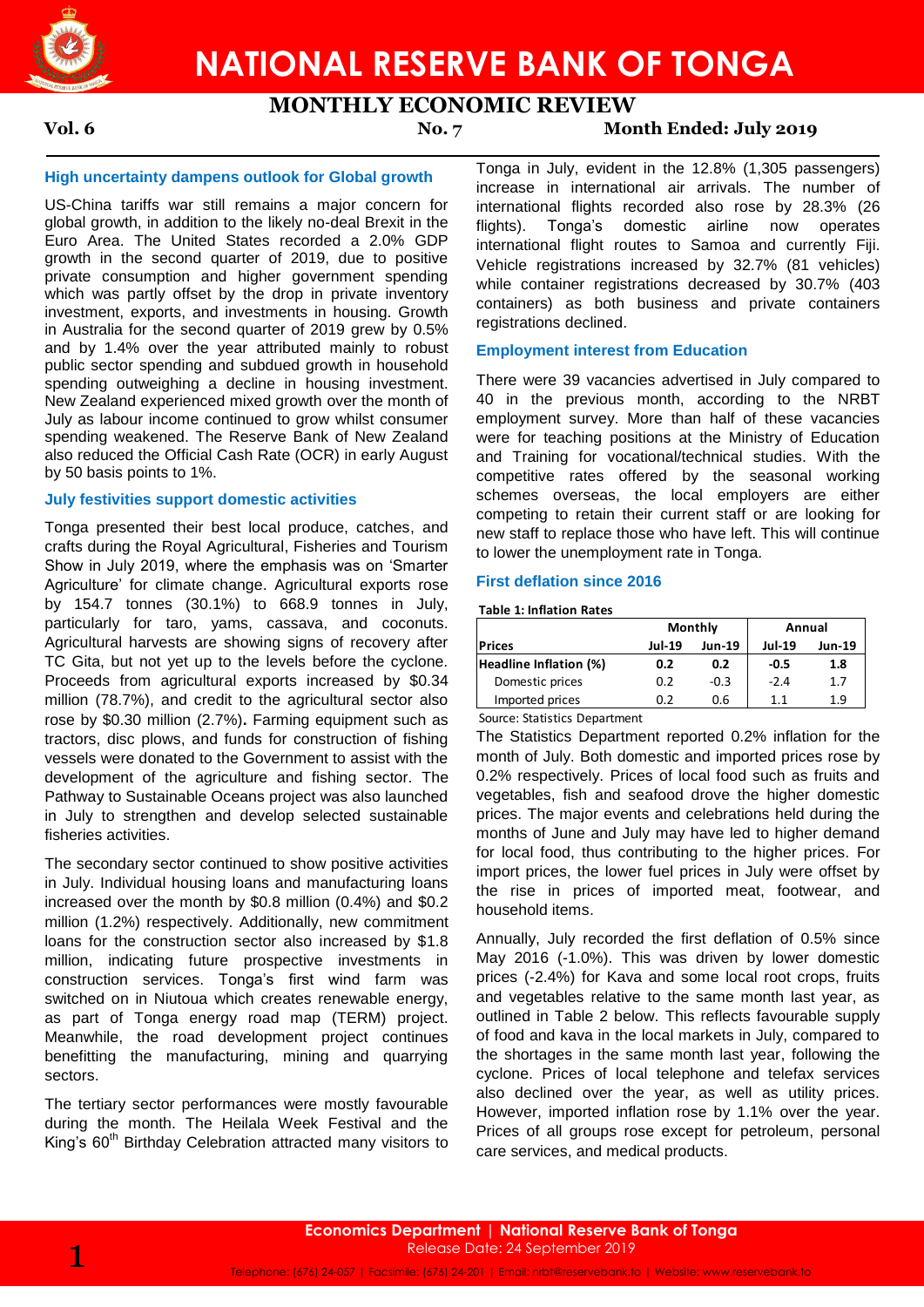# NATIONAL RESERVE BANK OF TONGA

## MONTHLY ECONOMIC REVIEW

**Vol. 6** **No. 7** **Month Ended: July 2019**

### High uncertainty dampens outlook for Global growth

US-China tariffs war still remains a major concern for global growth, in addition to the likely no-deal Brexit in the Euro Area. The United States recorded a 2.0% GDP growth in the second quarter of 2019, due to positive private consumption and higher government spending which was partly offset by the drop in private inventory investment, exports, and investments in housing. Growth in Australia for the second quarter of 2019 grew by 0.5% and by 1.4% over the year attributed mainly to robust public sector spending and subdued growth in household spending outweighing a decline in housing investment. New Zealand experienced mixed growth over the month of July as labour income continued to grow whilst consumer spending weakened. The Reserve Bank of New Zealand also reduced the Official Cash Rate (OCR) in early August by 50 basis points to 1%.

### July festivities support domestic activities

Tonga presented their best local produce, catches, and crafts during the Royal Agricultural, Fisheries and Tourism Show in July 2019, where the emphasis was on 'Smarter Agriculture' for climate change. Agricultural exports rose by 154.7 tonnes (30.1%) to 668.9 tonnes in July, particularly for taro, yams, cassava, and coconuts. Agricultural harvests are showing signs of recovery after TC Gita, but not yet up to the levels before the cyclone. Proceeds from agricultural exports increased by $0.34 million (78.7%), and credit to the agricultural sector also rose by $0.30 million (2.7%)**.** Farming equipment such as tractors, disc plows, and funds for construction of fishing vessels were donated to the Government to assist with the development of the agriculture and fishing sector. The Pathway to Sustainable Oceans project was also launched in July to strengthen and develop selected sustainable fisheries activities.

The secondary sector continued to show positive activities in July. Individual housing loans and manufacturing loans increased over the month by $0.8 million (0.4%) and $0.2 million (1.2%) respectively. Additionally, new commitment loans for the construction sector also increased by $1.8 million, indicating future prospective investments in construction services. Tonga's first wind farm was switched on in Niutoua which creates renewable energy, as part of Tonga energy road map (TERM) project. Meanwhile, the road development project continues benefitting the manufacturing, mining and quarrying sectors.

The tertiary sector performances were mostly favourable during the month. The Heilala Week Festival and the King's 60th Birthday Celebration attracted many visitors to Tonga in July, evident in the 12.8% (1,305 passengers) increase in international air arrivals. The number of international flights recorded also rose by 28.3% (26 flights). Tonga's domestic airline now operates international flight routes to Samoa and currently Fiji. Vehicle registrations increased by 32.7% (81 vehicles) while container registrations decreased by 30.7% (403 containers) as both business and private containers registrations declined.

### Employment interest from Education

There were 39 vacancies advertised in July compared to 40 in the previous month, according to the NRBT employment survey. More than half of these vacancies were for teaching positions at the Ministry of Education and Training for vocational/technical studies. With the competitive rates offered by the seasonal working schemes overseas, the local employers are either competing to retain their current staff or are looking for new staff to replace those who have left. This will continue to lower the unemployment rate in Tonga.

### First deflation since 2016

**Table 1: Inflation Rates**

| | Monthly | | Annual | |
|---|---|---|---|---|
| **Prices** | **Jul-19** | **Jun-19** | **Jul-19** | **Jun-19** |
| **Headline Inflation (%)** | **0.2** | **0.2** | **-0.5** | **1.8** |
| Domestic prices | 0.2 | -0.3 | -2.4 | 1.7 |
| Imported prices | 0.2 | 0.6 | 1.1 | 1.9 |

Source: Statistics Department

The Statistics Department reported 0.2% inflation for the month of July. Both domestic and imported prices rose by 0.2% respectively. Prices of local food such as fruits and vegetables, fish and seafood drove the higher domestic prices. The major events and celebrations held during the months of June and July may have led to higher demand for local food, thus contributing to the higher prices. For import prices, the lower fuel prices in July were offset by the rise in prices of imported meat, footwear, and household items.

Annually, July recorded the first deflation of 0.5% since May 2016 (-1.0%). This was driven by lower domestic prices (-2.4%) for Kava and some local root crops, fruits and vegetables relative to the same month last year, as outlined in Table 2 below. This reflects favourable supply of food and kava in the local markets in July, compared to the shortages in the same month last year, following the cyclone. Prices of local telephone and telefax services also declined over the year, as well as utility prices. However, imported inflation rose by 1.1% over the year. Prices of all groups rose except for petroleum, personal care services, and medical products.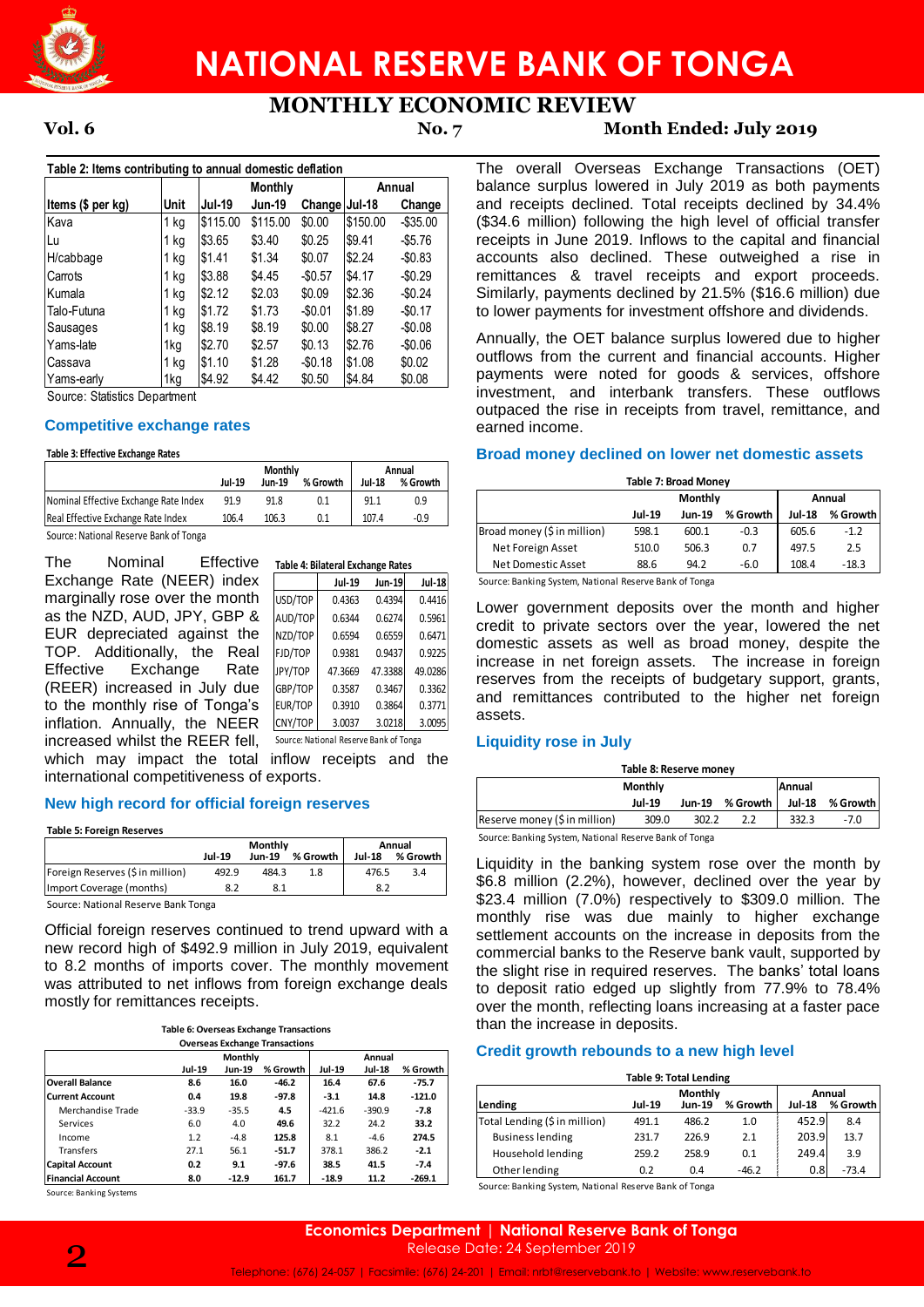# NATIONAL RESERVE BANK OF TONGA

## MONTHLY ECONOMIC REVIEW

**Vol. 6** **No. 7** **Month Ended: July 2019**

**Table 2: Items contributing to annual domestic deflation**

| Items ($ per kg) | Unit | Monthly | | | Annual | |
|---|---|---|---|---|---|---|
| | | Jul-19 | Jun-19 | Change | Jul-18 | Change |
| Kava | 1 kg | $115.00 | $115.00 | $0.00 | $150.00 | -$35.00 |
| Lu | 1 kg | $3.65 | $3.40 | $0.25 | $9.41 | -$5.76 |
| H/cabbage | 1 kg | $1.41 | $1.34 | $0.07 | $2.24 | -$0.83 |
| Carrots | 1 kg | $3.88 | $4.45 | -$0.57 | $4.17 | -$0.29 |
| Kumala | 1 kg | $2.12 | $2.03 | $0.09 | $2.36 | -$0.24 |
| Talo-Futuna | 1 kg | $1.72 | $1.73 | -$0.01 | $1.89 | -$0.17 |
| Sausages | 1 kg | $8.19 | $8.19 | $0.00 | $8.27 | -$0.08 |
| Yams-late | 1kg | $2.70 | $2.57 | $0.13 | $2.76 | -$0.06 |
| Cassava | 1 kg | $1.10 | $1.28 | -$0.18 | $1.08 | $0.02 |
| Yams-early | 1kg | $4.92 | $4.42 | $0.50 | $4.84 | $0.08 |

Source: Statistics Department

### Competitive exchange rates

**Table 3: Effective Exchange Rates**

| | Monthly | | | Annual | |
|---|---|---|---|---|---|
| | Jul-19 | Jun-19 | % Growth | Jul-18 | % Growth |
| Nominal Effective Exchange Rate Index | 91.9 | 91.8 | 0.1 | 91.1 | 0.9 |
| Real Effective Exchange Rate Index | 106.4 | 106.3 | 0.1 | 107.4 | -0.9 |

Source: National Reserve Bank of Tonga

The Nominal Effective Exchange Rate (NEER) index marginally rose over the month as the NZD, AUD, JPY, GBP & EUR depreciated against the TOP. Additionally, the Real Effective Exchange Rate (REER) increased in July due to the monthly rise of Tonga's inflation. Annually, the NEER increased whilst the REER fell, which may impact the total inflow receipts and the international competitiveness of exports.

**Table 4: Bilateral Exchange Rates**

| | Jul-19 | Jun-19 | Jul-18 |
|---|---|---|---|
| USD/TOP | 0.4363 | 0.4394 | 0.4416 |
| AUD/TOP | 0.6344 | 0.6274 | 0.5961 |
| NZD/TOP | 0.6594 | 0.6559 | 0.6471 |
| FJD/TOP | 0.9381 | 0.9437 | 0.9225 |
| JPY/TOP | 47.3669 | 47.3388 | 49.0286 |
| GBP/TOP | 0.3587 | 0.3467 | 0.3362 |
| EUR/TOP | 0.3910 | 0.3864 | 0.3771 |
| CNY/TOP | 3.0037 | 3.0218 | 3.0095 |

Source: National Reserve Bank of Tonga

### New high record for official foreign reserves

**Table 5: Foreign Reserves**

| | Monthly | | | Annual | |
|---|---|---|---|---|---|
| | Jul-19 | Jun-19 | % Growth | Jul-18 | % Growth |
| Foreign Reserves ($ in million) | 492.9 | 484.3 | 1.8 | 476.5 | 3.4 |
| Import Coverage (months) | 8.2 | 8.1 | | 8.2 | |

Source: National Reserve Bank Tonga

Official foreign reserves continued to trend upward with a new record high of $492.9 million in July 2019, equivalent to 8.2 months of imports cover. The monthly movement was attributed to net inflows from foreign exchange deals mostly for remittances receipts.

**Table 6: Overseas Exchange Transactions**

| Overseas Exchange Transactions | Monthly | | | Annual | | |
|---|---|---|---|---|---|---|
| | Jul-19 | Jun-19 | % Growth | Jul-19 | Jul-18 | % Growth |
| **Overall Balance** | **8.6** | **16.0** | **-46.2** | **16.4** | **67.6** | **-75.7** |
| **Current Account** | **0.4** | **19.8** | **-97.8** | **-3.1** | **14.8** | **-121.0** |
| Merchandise Trade | -33.9 | -35.5 | 4.5 | -421.6 | -390.9 | -7.8 |
| Services | 6.0 | 4.0 | 49.6 | 32.2 | 24.2 | 33.2 |
| Income | 1.2 | -4.8 | 125.8 | 8.1 | -4.6 | 274.5 |
| Transfers | 27.1 | 56.1 | -51.7 | 378.1 | 386.2 | -2.1 |
| **Capital Account** | **0.2** | **9.1** | **-97.6** | **38.5** | **41.5** | **-7.4** |
| **Financial Account** | **8.0** | **-12.9** | **161.7** | **-18.9** | **11.2** | **-269.1** |

Source: Banking Systems

The overall Overseas Exchange Transactions (OET) balance surplus lowered in July 2019 as both payments and receipts declined. Total receipts declined by 34.4% ($34.6 million) following the high level of official transfer receipts in June 2019. Inflows to the capital and financial accounts also declined. These outweighed a rise in remittances & travel receipts and export proceeds. Similarly, payments declined by 21.5% ($16.6 million) due to lower payments for investment offshore and dividends.

Annually, the OET balance surplus lowered due to higher outflows from the current and financial accounts. Higher payments were noted for goods & services, offshore investment, and interbank transfers. These outflows outpaced the rise in receipts from travel, remittance, and earned income.

### Broad money declined on lower net domestic assets

**Table 7: Broad Money**

| | Monthly | | | Annual | |
|---|---|---|---|---|---|
| | Jul-19 | Jun-19 | % Growth | Jul-18 | % Growth |
| Broad money ($ in million) | 598.1 | 600.1 | -0.3 | 605.6 | -1.2 |
| Net Foreign Asset | 510.0 | 506.3 | 0.7 | 497.5 | 2.5 |
| Net Domestic Asset | 88.6 | 94.2 | -6.0 | 108.4 | -18.3 |

Source: Banking System, National Reserve Bank of Tonga

Lower government deposits over the month and higher credit to private sectors over the year, lowered the net domestic assets as well as broad money, despite the increase in net foreign assets. The increase in foreign reserves from the receipts of budgetary support, grants, and remittances contributed to the higher net foreign assets.

### Liquidity rose in July

**Table 8: Reserve money**

| | Monthly | | | Annual | |
|---|---|---|---|---|---|
| | Jul-19 | Jun-19 | % Growth | Jul-18 | % Growth |
| Reserve money ($ in million) | 309.0 | 302.2 | 2.2 | 332.3 | -7.0 |

Source: Banking System, National Reserve Bank of Tonga

Liquidity in the banking system rose over the month by $6.8 million (2.2%), however, declined over the year by $23.4 million (7.0%) respectively to $309.0 million. The monthly rise was due mainly to higher exchange settlement accounts on the increase in deposits from the commercial banks to the Reserve bank vault, supported by the slight rise in required reserves. The banks' total loans to deposit ratio edged up slightly from 77.9% to 78.4% over the month, reflecting loans increasing at a faster pace than the increase in deposits.

### Credit growth rebounds to a new high level

**Table 9: Total Lending**

| Lending | Monthly | | | Annual | |
|---|---|---|---|---|---|
| | Jul-19 | Jun-19 | % Growth | Jul-18 | % Growth |
| Total Lending ($ in million) | 491.1 | 486.2 | 1.0 | 452.9 | 8.4 |
| Business lending | 231.7 | 226.9 | 2.1 | 203.9 | 13.7 |
| Household lending | 259.2 | 258.9 | 0.1 | 249.4 | 3.9 |
| Other lending | 0.2 | 0.4 | -46.2 | 0.8 | -73.4 |

Source: Banking System, National Reserve Bank of Tonga

**Economics Department | National Reserve Bank of Tonga**

Release Date: 24 September 2019

Telephone: (676) 24-057 | Facsimile: (676) 24-201 | Email: nrbt@reservebank.to | Website: www.reservebank.to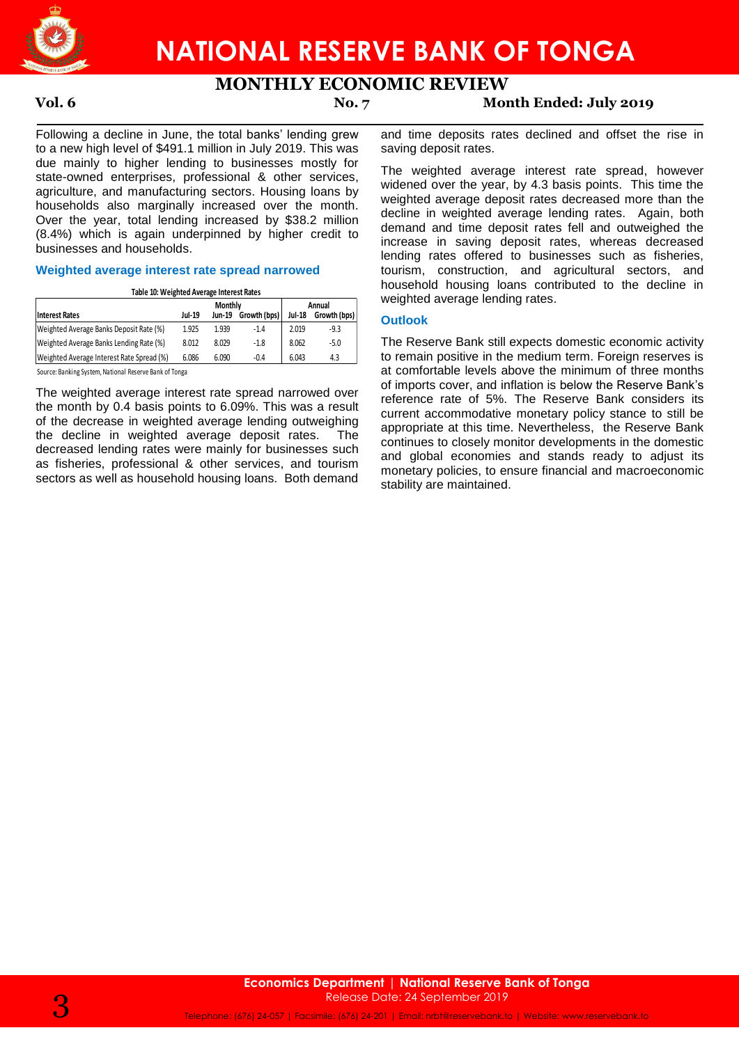Following a decline in June, the total banks' lending grew to a new high level of $491.1 million in July 2019. This was due mainly to higher lending to businesses mostly for state-owned enterprises, professional & other services, agriculture, and manufacturing sectors. Housing loans by households also marginally increased over the month. Over the year, total lending increased by $38.2 million (8.4%) which is again underpinned by higher credit to businesses and households.

### Weighted average interest rate spread narrowed

**Table 10: Weighted Average Interest Rates**

| Interest Rates | | Monthly | | Annual | |
|---|---|---|---|---|---|
| | Jul-19 | Jun-19 | Growth (bps) | Jul-18 | Growth (bps) |
| Weighted Average Banks Deposit Rate (%) | 1.925 | 1.939 | -1.4 | 2.019 | -9.3 |
| Weighted Average Banks Lending Rate (%) | 8.012 | 8.029 | -1.8 | 8.062 | -5.0 |
| Weighted Average Interest Rate Spread (%) | 6.086 | 6.090 | -0.4 | 6.043 | 4.3 |

Source: Banking System, National Reserve Bank of Tonga

The weighted average interest rate spread narrowed over the month by 0.4 basis points to 6.09%. This was a result of the decrease in weighted average lending outweighing the decline in weighted average deposit rates. The decreased lending rates were mainly for businesses such as fisheries, professional & other services, and tourism sectors as well as household housing loans. Both demand and time deposits rates declined and offset the rise in saving deposit rates.

The weighted average interest rate spread, however widened over the year, by 4.3 basis points. This time the weighted average deposit rates decreased more than the decline in weighted average lending rates. Again, both demand and time deposit rates fell and outweighed the increase in saving deposit rates, whereas decreased lending rates offered to businesses such as fisheries, tourism, construction, and agricultural sectors, and household housing loans contributed to the decline in weighted average lending rates.

### Outlook

The Reserve Bank still expects domestic economic activity to remain positive in the medium term. Foreign reserves is at comfortable levels above the minimum of three months of imports cover, and inflation is below the Reserve Bank's reference rate of 5%. The Reserve Bank considers its current accommodative monetary policy stance to still be appropriate at this time. Nevertheless, the Reserve Bank continues to closely monitor developments in the domestic and global economies and stands ready to adjust its monetary policies, to ensure financial and macroeconomic stability are maintained.